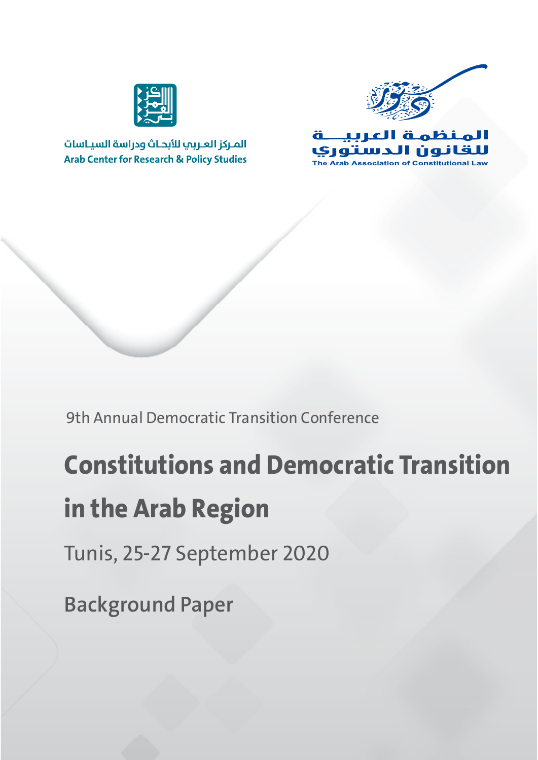المركز العربي للأبحاث ودراسة السياسات
Arab Center for Research & Policy Studies

المنظمة العربية للقانون الدستوري
The Arab Association of Constitutional Law

9th Annual Democratic Transition Conference

# Constitutions and Democratic Transition in the Arab Region

Tunis, 25-27 September 2020

Background Paper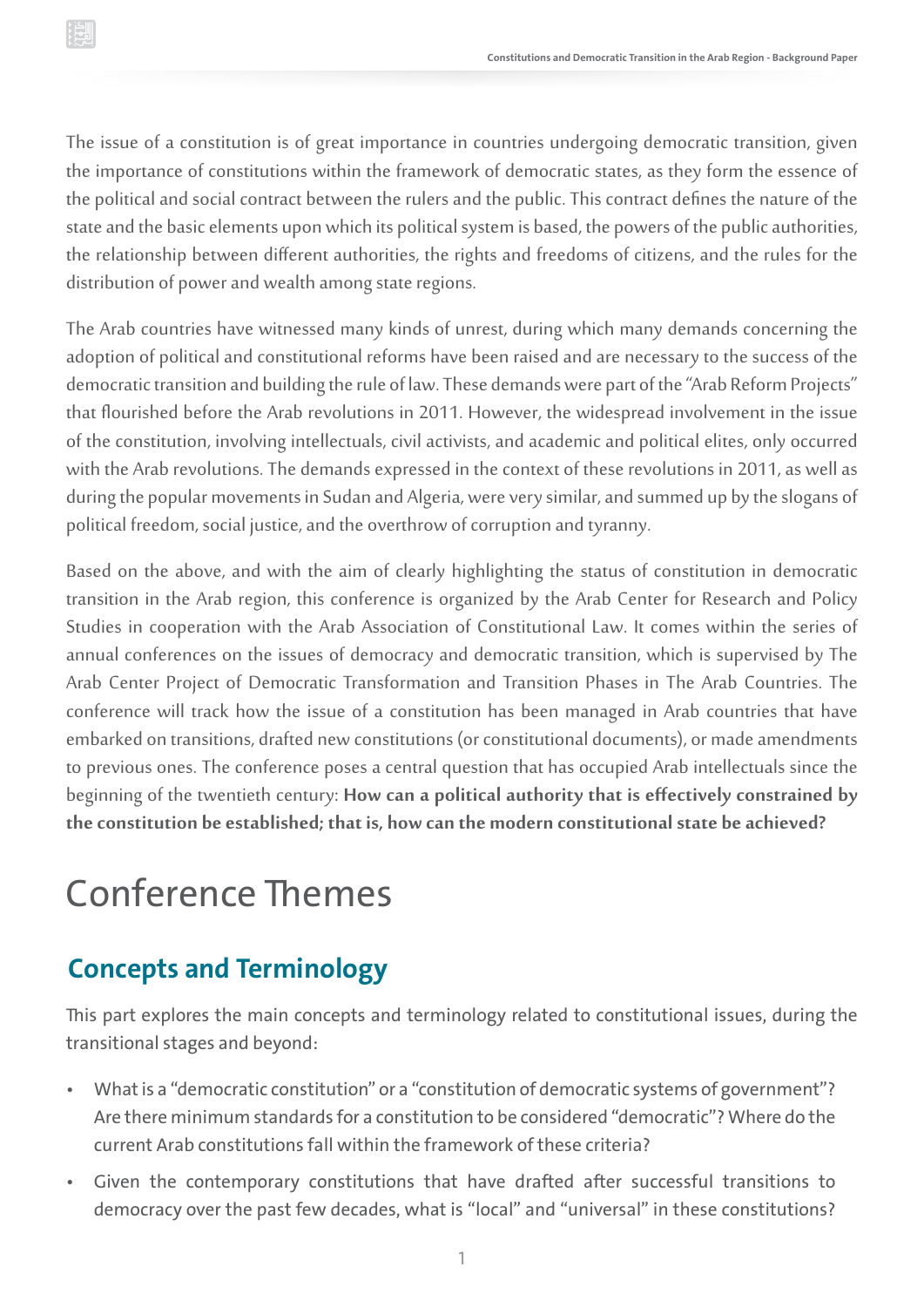The issue of a constitution is of great importance in countries undergoing democratic transition, given the importance of constitutions within the framework of democratic states, as they form the essence of the political and social contract between the rulers and the public. This contract defines the nature of the state and the basic elements upon which its political system is based, the powers of the public authorities, the relationship between different authorities, the rights and freedoms of citizens, and the rules for the distribution of power and wealth among state regions.

The Arab countries have witnessed many kinds of unrest, during which many demands concerning the adoption of political and constitutional reforms have been raised and are necessary to the success of the democratic transition and building the rule of law. These demands were part of the "Arab Reform Projects" that flourished before the Arab revolutions in 2011. However, the widespread involvement in the issue of the constitution, involving intellectuals, civil activists, and academic and political elites, only occurred with the Arab revolutions. The demands expressed in the context of these revolutions in 2011, as well as during the popular movements in Sudan and Algeria, were very similar, and summed up by the slogans of political freedom, social justice, and the overthrow of corruption and tyranny.

Based on the above, and with the aim of clearly highlighting the status of constitution in democratic transition in the Arab region, this conference is organized by the Arab Center for Research and Policy Studies in cooperation with the Arab Association of Constitutional Law. It comes within the series of annual conferences on the issues of democracy and democratic transition, which is supervised by The Arab Center Project of Democratic Transformation and Transition Phases in The Arab Countries. The conference will track how the issue of a constitution has been managed in Arab countries that have embarked on transitions, drafted new constitutions (or constitutional documents), or made amendments to previous ones. The conference poses a central question that has occupied Arab intellectuals since the beginning of the twentieth century: **How can a political authority that is effectively constrained by the constitution be established; that is, how can the modern constitutional state be achieved?**

# Conference Themes

## Concepts and Terminology

This part explores the main concepts and terminology related to constitutional issues, during the transitional stages and beyond:

- What is a "democratic constitution" or a "constitution of democratic systems of government"? Are there minimum standards for a constitution to be considered "democratic"? Where do the current Arab constitutions fall within the framework of these criteria?
- Given the contemporary constitutions that have drafted after successful transitions to democracy over the past few decades, what is "local" and "universal" in these constitutions?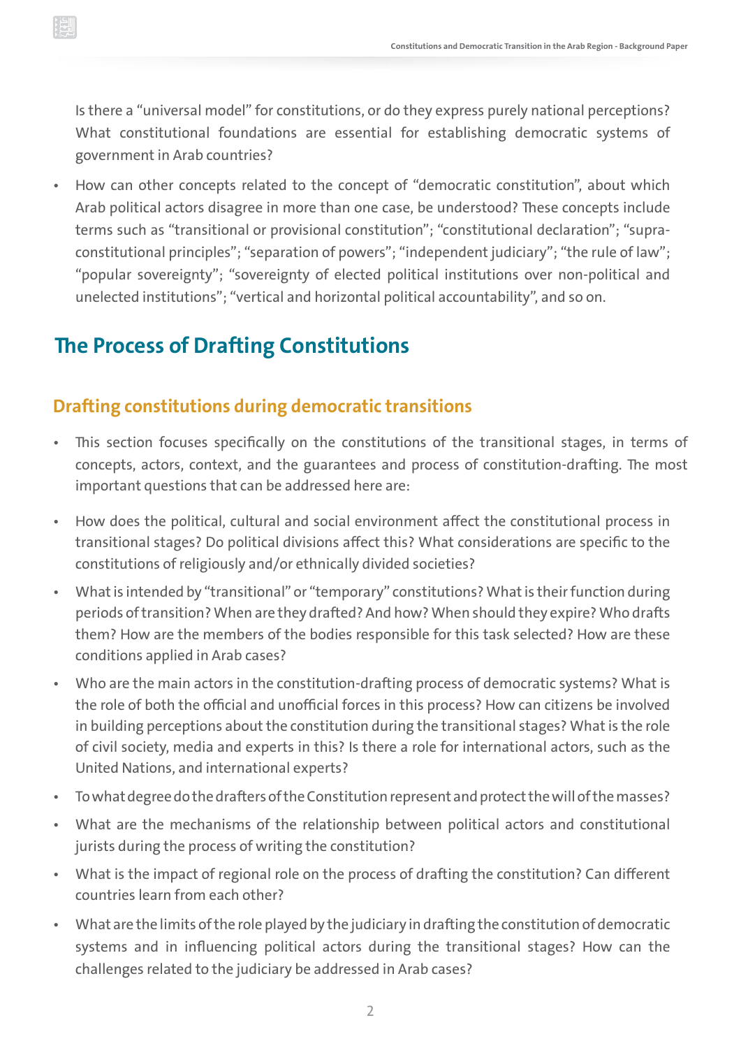Is there a "universal model" for constitutions, or do they express purely national perceptions? What constitutional foundations are essential for establishing democratic systems of government in Arab countries?

- How can other concepts related to the concept of "democratic constitution", about which Arab political actors disagree in more than one case, be understood? These concepts include terms such as "transitional or provisional constitution"; "constitutional declaration"; "supra-constitutional principles"; "separation of powers"; "independent judiciary"; "the rule of law"; "popular sovereignty"; "sovereignty of elected political institutions over non-political and unelected institutions"; "vertical and horizontal political accountability", and so on.

# The Process of Drafting Constitutions

## Drafting constitutions during democratic transitions

- This section focuses specifically on the constitutions of the transitional stages, in terms of concepts, actors, context, and the guarantees and process of constitution-drafting. The most important questions that can be addressed here are:
- How does the political, cultural and social environment affect the constitutional process in transitional stages? Do political divisions affect this? What considerations are specific to the constitutions of religiously and/or ethnically divided societies?
- What is intended by "transitional" or "temporary" constitutions? What is their function during periods of transition? When are they drafted? And how? When should they expire? Who drafts them? How are the members of the bodies responsible for this task selected? How are these conditions applied in Arab cases?
- Who are the main actors in the constitution-drafting process of democratic systems? What is the role of both the official and unofficial forces in this process? How can citizens be involved in building perceptions about the constitution during the transitional stages? What is the role of civil society, media and experts in this? Is there a role for international actors, such as the United Nations, and international experts?
- To what degree do the drafters of the Constitution represent and protect the will of the masses?
- What are the mechanisms of the relationship between political actors and constitutional jurists during the process of writing the constitution?
- What is the impact of regional role on the process of drafting the constitution? Can different countries learn from each other?
- What are the limits of the role played by the judiciary in drafting the constitution of democratic systems and in influencing political actors during the transitional stages? How can the challenges related to the judiciary be addressed in Arab cases?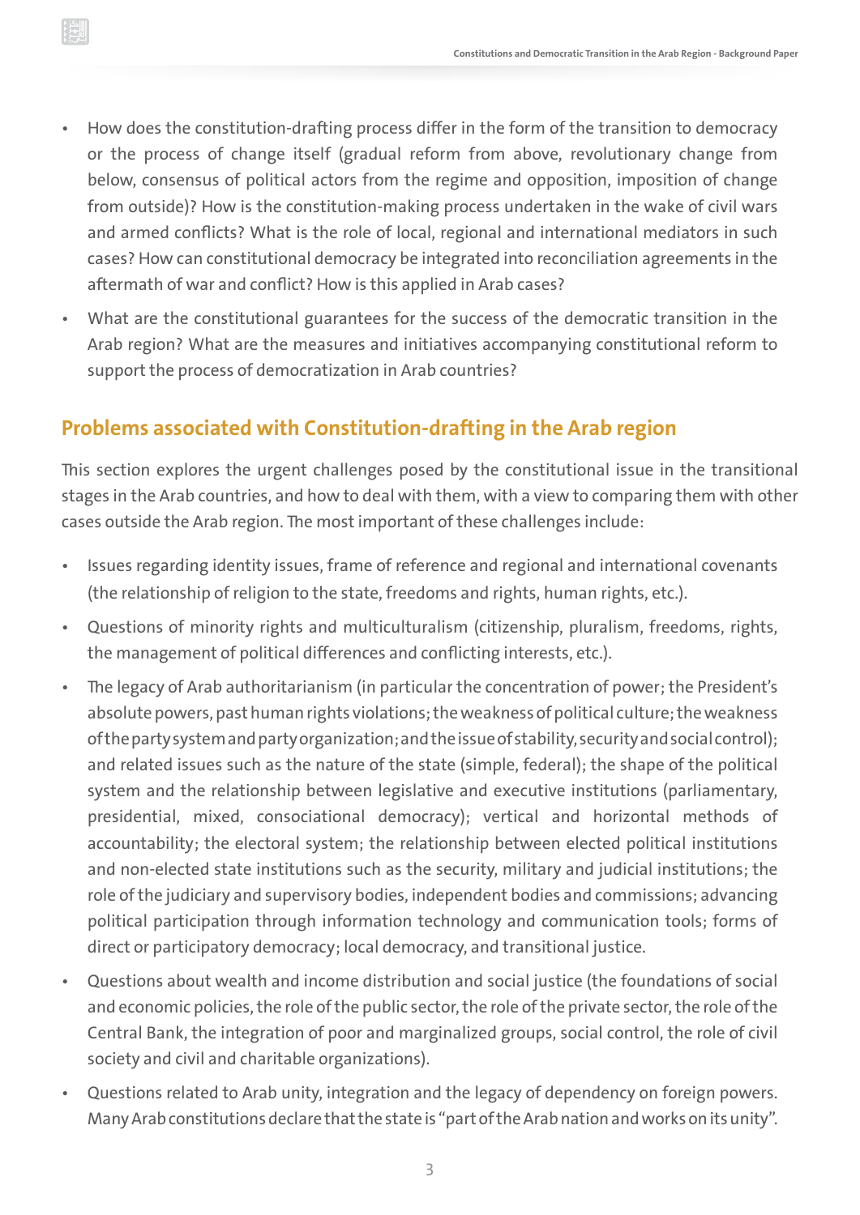- How does the constitution-drafting process differ in the form of the transition to democracy or the process of change itself (gradual reform from above, revolutionary change from below, consensus of political actors from the regime and opposition, imposition of change from outside)? How is the constitution-making process undertaken in the wake of civil wars and armed conflicts? What is the role of local, regional and international mediators in such cases? How can constitutional democracy be integrated into reconciliation agreements in the aftermath of war and conflict? How is this applied in Arab cases?
- What are the constitutional guarantees for the success of the democratic transition in the Arab region? What are the measures and initiatives accompanying constitutional reform to support the process of democratization in Arab countries?

## Problems associated with Constitution-drafting in the Arab region

This section explores the urgent challenges posed by the constitutional issue in the transitional stages in the Arab countries, and how to deal with them, with a view to comparing them with other cases outside the Arab region. The most important of these challenges include:

- Issues regarding identity issues, frame of reference and regional and international covenants (the relationship of religion to the state, freedoms and rights, human rights, etc.).
- Questions of minority rights and multiculturalism (citizenship, pluralism, freedoms, rights, the management of political differences and conflicting interests, etc.).
- The legacy of Arab authoritarianism (in particular the concentration of power; the President's absolute powers, past human rights violations; the weakness of political culture; the weakness of the party system and party organization; and the issue of stability, security and social control); and related issues such as the nature of the state (simple, federal); the shape of the political system and the relationship between legislative and executive institutions (parliamentary, presidential, mixed, consociational democracy); vertical and horizontal methods of accountability; the electoral system; the relationship between elected political institutions and non-elected state institutions such as the security, military and judicial institutions; the role of the judiciary and supervisory bodies, independent bodies and commissions; advancing political participation through information technology and communication tools; forms of direct or participatory democracy; local democracy, and transitional justice.
- Questions about wealth and income distribution and social justice (the foundations of social and economic policies, the role of the public sector, the role of the private sector, the role of the Central Bank, the integration of poor and marginalized groups, social control, the role of civil society and civil and charitable organizations).
- Questions related to Arab unity, integration and the legacy of dependency on foreign powers. Many Arab constitutions declare that the state is "part of the Arab nation and works on its unity".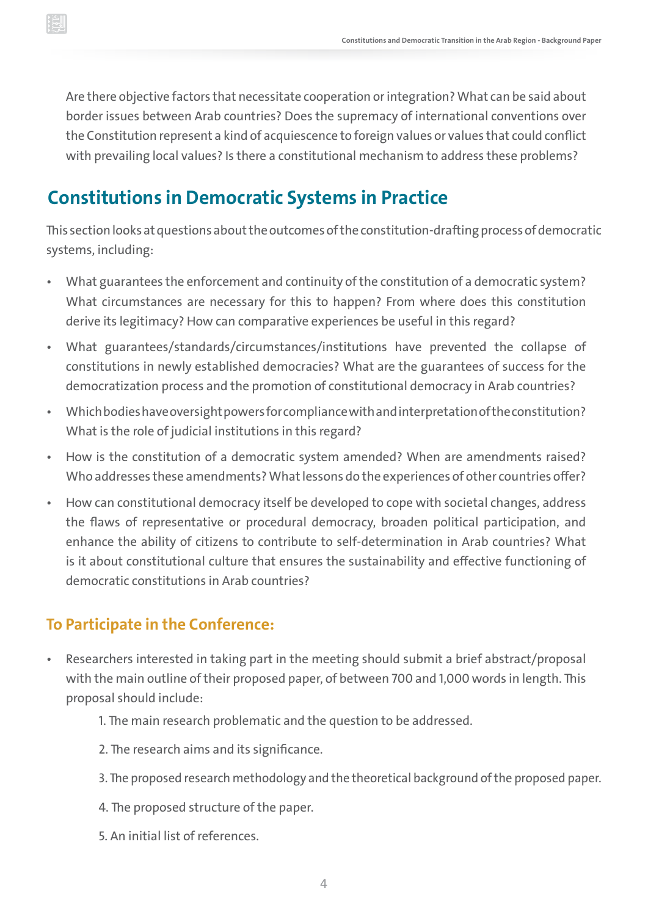Are there objective factors that necessitate cooperation or integration? What can be said about border issues between Arab countries? Does the supremacy of international conventions over the Constitution represent a kind of acquiescence to foreign values or values that could conflict with prevailing local values? Is there a constitutional mechanism to address these problems?

## Constitutions in Democratic Systems in Practice

This section looks at questions about the outcomes of the constitution-drafting process of democratic systems, including:

- What guarantees the enforcement and continuity of the constitution of a democratic system? What circumstances are necessary for this to happen? From where does this constitution derive its legitimacy? How can comparative experiences be useful in this regard?
- What guarantees/standards/circumstances/institutions have prevented the collapse of constitutions in newly established democracies? What are the guarantees of success for the democratization process and the promotion of constitutional democracy in Arab countries?
- Which bodies have oversight powers for compliance with and interpretation of the constitution? What is the role of judicial institutions in this regard?
- How is the constitution of a democratic system amended? When are amendments raised? Who addresses these amendments? What lessons do the experiences of other countries offer?
- How can constitutional democracy itself be developed to cope with societal changes, address the flaws of representative or procedural democracy, broaden political participation, and enhance the ability of citizens to contribute to self-determination in Arab countries? What is it about constitutional culture that ensures the sustainability and effective functioning of democratic constitutions in Arab countries?

### To Participate in the Conference:

- Researchers interested in taking part in the meeting should submit a brief abstract/proposal with the main outline of their proposed paper, of between 700 and 1,000 words in length. This proposal should include:

    1. The main research problematic and the question to be addressed.
    2. The research aims and its significance.
    3. The proposed research methodology and the theoretical background of the proposed paper.
    4. The proposed structure of the paper.
    5. An initial list of references.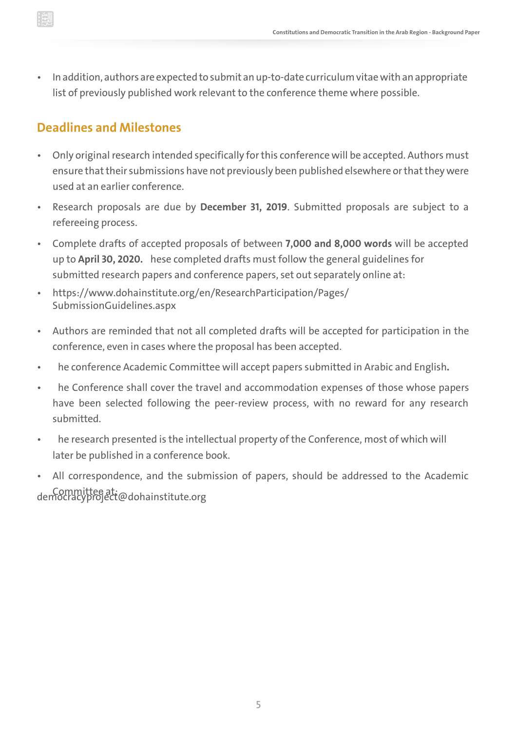- In addition, authors are expected to submit an up-to-date curriculum vitae with an appropriate list of previously published work relevant to the conference theme where possible.

## Deadlines and Milestones

- Only original research intended specifically for this conference will be accepted. Authors must ensure that their submissions have not previously been published elsewhere or that they were used at an earlier conference.
- Research proposals are due by **December 31, 2019**. Submitted proposals are subject to a refereeing process.
- Complete drafts of accepted proposals of between **7,000 and 8,000 words** will be accepted up to **April 30, 2020.** hese completed drafts must follow the general guidelines for submitted research papers and conference papers, set out separately online at:
- https://www.dohainstitute.org/en/ResearchParticipation/Pages/SubmissionGuidelines.aspx
- Authors are reminded that not all completed drafts will be accepted for participation in the conference, even in cases where the proposal has been accepted.
- he conference Academic Committee will accept papers submitted in Arabic and English.
- he Conference shall cover the travel and accommodation expenses of those whose papers have been selected following the peer-review process, with no reward for any research submitted.
- he research presented is the intellectual property of the Conference, most of which will later be published in a conference book.
- All correspondence, and the submission of papers, should be addressed to the Academic Committee at: democracyproject@dohainstitute.org